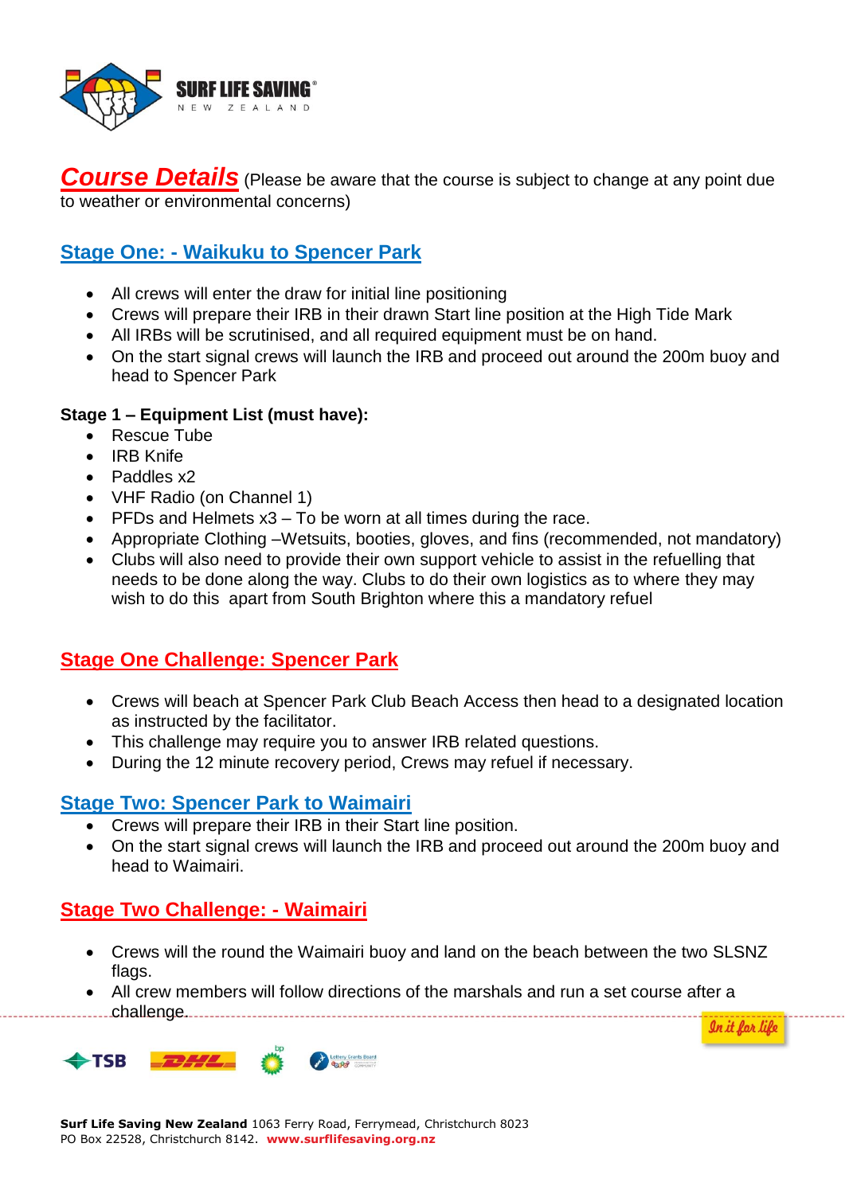## Course Details

(Please be aware that the course is subject to change at any point due to weather or environmental concerns)

### Stage One: - Waikuku to Spencer Park

- All crews will enter the draw for initial line positioning
- Crews will prepare their IRB in their drawn Start line position at the High Tide Mark
- All IRBs will be scrutinised, and all required equipment must be on hand.
- On the start signal crews will launch the IRB and proceed out around the 200m buoy and head to Spencer Park

**Stage 1 – Equipment List (must have):**

- Rescue Tube
- IRB Knife
- Paddles x2
- VHF Radio (on Channel 1)
- PFDs and Helmets x3 – To be worn at all times during the race.
- Appropriate Clothing –Wetsuits, booties, gloves, and fins (recommended, not mandatory)
- Clubs will also need to provide their own support vehicle to assist in the refuelling that needs to be done along the way. Clubs to do their own logistics as to where they may wish to do this apart from South Brighton where this a mandatory refuel

### Stage One Challenge: Spencer Park

- Crews will beach at Spencer Park Club Beach Access then head to a designated location as instructed by the facilitator.
- This challenge may require you to answer IRB related questions.
- During the 12 minute recovery period, Crews may refuel if necessary.

### Stage Two: Spencer Park to Waimairi

- Crews will prepare their IRB in their Start line position.
- On the start signal crews will launch the IRB and proceed out around the 200m buoy and head to Waimairi.

### Stage Two Challenge: - Waimairi

- Crews will the round the Waimairi buoy and land on the beach between the two SLSNZ flags.
- All crew members will follow directions of the marshals and run a set course after a challenge.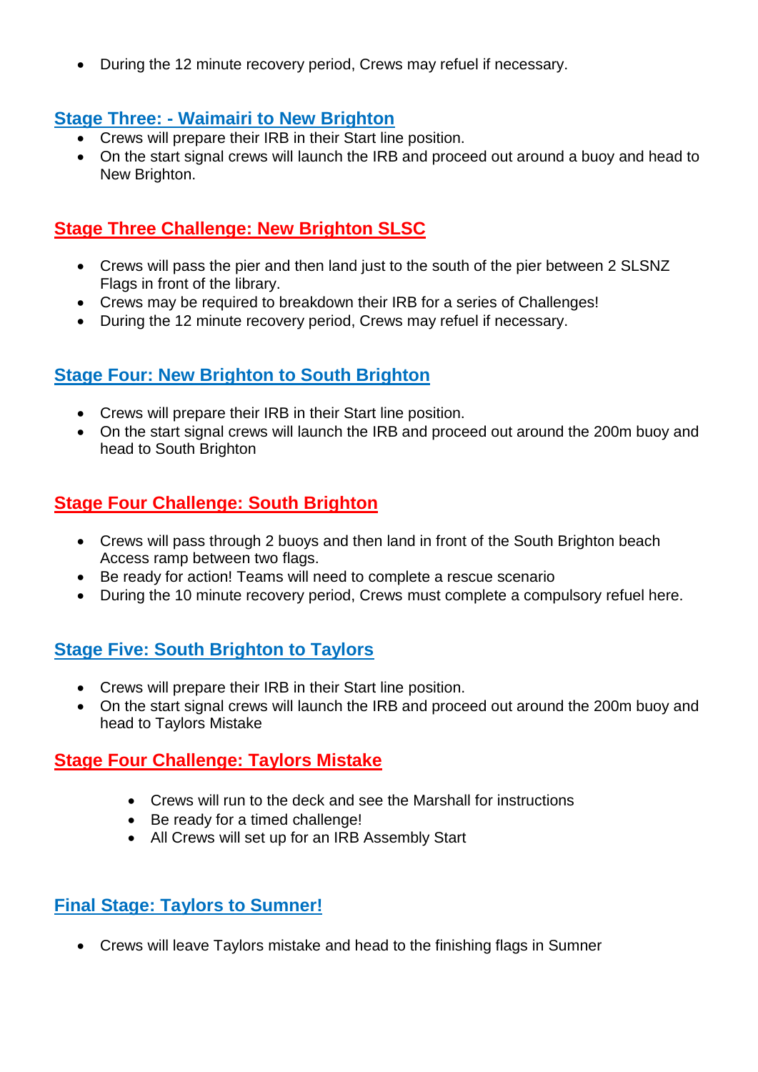- During the 12 minute recovery period, Crews may refuel if necessary.

## Stage Three: - Waimairi to New Brighton

- Crews will prepare their IRB in their Start line position.
- On the start signal crews will launch the IRB and proceed out around a buoy and head to New Brighton.

## Stage Three Challenge: New Brighton SLSC

- Crews will pass the pier and then land just to the south of the pier between 2 SLSNZ Flags in front of the library.
- Crews may be required to breakdown their IRB for a series of Challenges!
- During the 12 minute recovery period, Crews may refuel if necessary.

## Stage Four: New Brighton to South Brighton

- Crews will prepare their IRB in their Start line position.
- On the start signal crews will launch the IRB and proceed out around the 200m buoy and head to South Brighton

## Stage Four Challenge: South Brighton

- Crews will pass through 2 buoys and then land in front of the South Brighton beach Access ramp between two flags.
- Be ready for action! Teams will need to complete a rescue scenario
- During the 10 minute recovery period, Crews must complete a compulsory refuel here.

## Stage Five: South Brighton to Taylors

- Crews will prepare their IRB in their Start line position.
- On the start signal crews will launch the IRB and proceed out around the 200m buoy and head to Taylors Mistake

## Stage Four Challenge: Taylors Mistake

- Crews will run to the deck and see the Marshall for instructions
- Be ready for a timed challenge!
- All Crews will set up for an IRB Assembly Start

## Final Stage: Taylors to Sumner!

- Crews will leave Taylors mistake and head to the finishing flags in Sumner